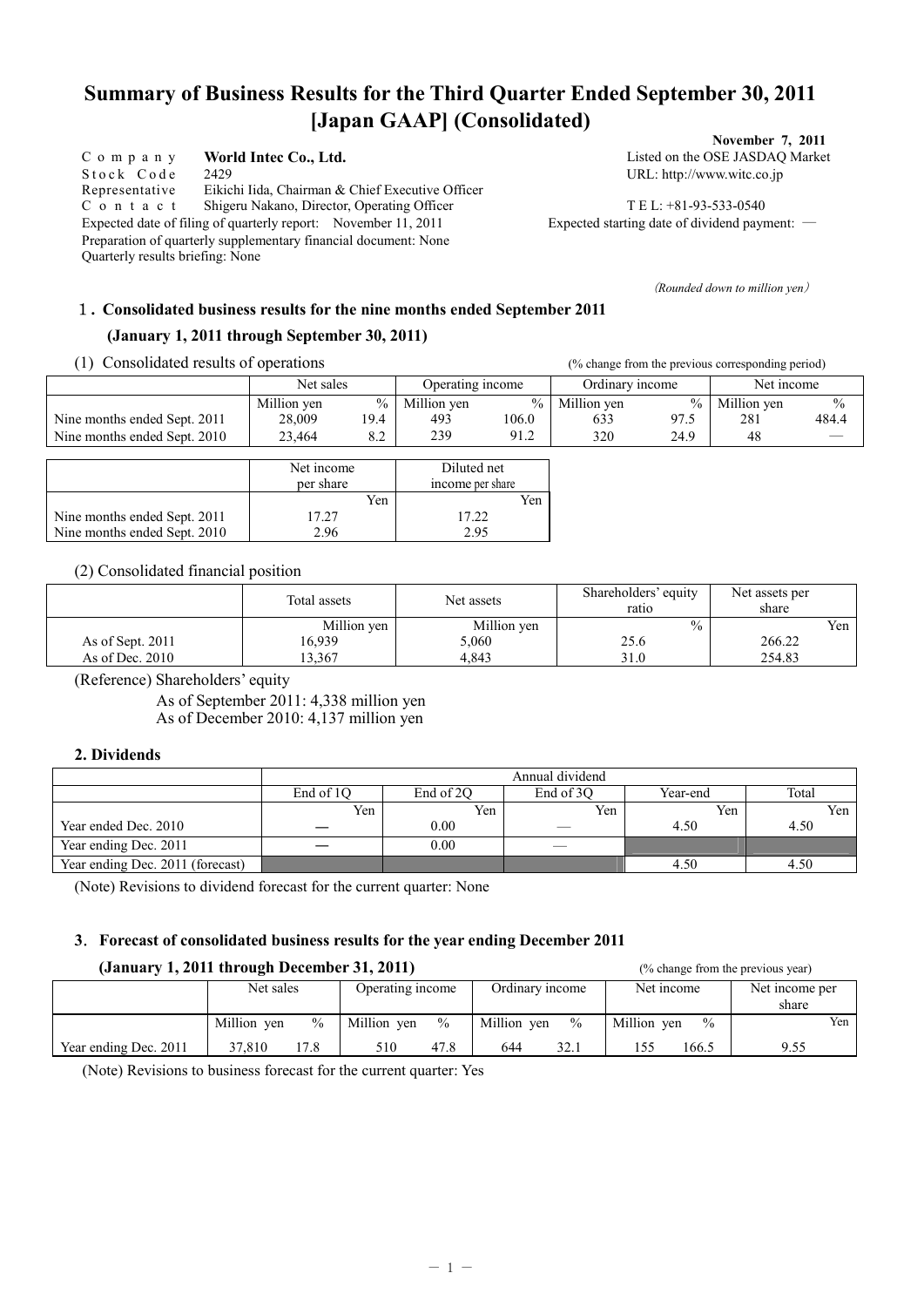# Summary of Business Results for the Third Quarter Ended September 30, 2011 [Japan GAAP] (Consolidated)

**November 7, 2011**

Company **World Intec Co., Ltd.** Listed on the OSE JASDAQ Market
Stock Code 2429 URL: http://www.witc.co.jp
Representative Eikichi Iida, Chairman & Chief Executive Officer
Contact Shigeru Nakano, Director, Operating Officer TEL: +81-93-533-0540
Expected date of filing of quarterly report: November 11, 2011 Expected starting date of dividend payment: —
Preparation of quarterly supplementary financial document: None
Quarterly results briefing: None

*(Rounded down to million yen)*

## 1. Consolidated business results for the nine months ended September 2011 (January 1, 2011 through September 30, 2011)

(1) Consolidated results of operations (% change from the previous corresponding period)

| | Net sales | | Operating income | | Ordinary income | | Net income | |
|---|---|---|---|---|---|---|---|---|
| | Million yen | % | Million yen | % | Million yen | % | Million yen | % |
| Nine months ended Sept. 2011 | 28,009 | 19.4 | 493 | 106.0 | 633 | 97.5 | 281 | 484.4 |
| Nine months ended Sept. 2010 | 23,464 | 8.2 | 239 | 91.2 | 320 | 24.9 | 48 | — |

| | Net income per share | Diluted net income per share |
|---|---|---|
| | Yen | Yen |
| Nine months ended Sept. 2011 | 17.27 | 17.22 |
| Nine months ended Sept. 2010 | 2.96 | 2.95 |

(2) Consolidated financial position

| | Total assets | Net assets | Shareholders' equity ratio | Net assets per share |
|---|---|---|---|---|
| | Million yen | Million yen | % | Yen |
| As of Sept. 2011 | 16,939 | 5,060 | 25.6 | 266.22 |
| As of Dec. 2010 | 13,367 | 4,843 | 31.0 | 254.83 |

(Reference) Shareholders' equity
As of September 2011: 4,338 million yen
As of December 2010: 4,137 million yen

## 2. Dividends

| | Annual dividend | | | | |
|---|---|---|---|---|---|
| | End of 1Q | End of 2Q | End of 3Q | Year-end | Total |
| | Yen | Yen | Yen | Yen | Yen |
| Year ended Dec. 2010 | — | 0.00 | — | 4.50 | 4.50 |
| Year ending Dec. 2011 | — | 0.00 | — | | |
| Year ending Dec. 2011 (forecast) | | | | 4.50 | 4.50 |

(Note) Revisions to dividend forecast for the current quarter: None

## 3. Forecast of consolidated business results for the year ending December 2011 (January 1, 2011 through December 31, 2011)

(% change from the previous year)

| | Net sales | | Operating income | | Ordinary income | | Net income | | Net income per share |
|---|---|---|---|---|---|---|---|---|---|
| | Million yen | % | Million yen | % | Million yen | % | Million yen | % | Yen |
| Year ending Dec. 2011 | 37,810 | 17.8 | 510 | 47.8 | 644 | 32.1 | 155 | 166.5 | 9.55 |

(Note) Revisions to business forecast for the current quarter: Yes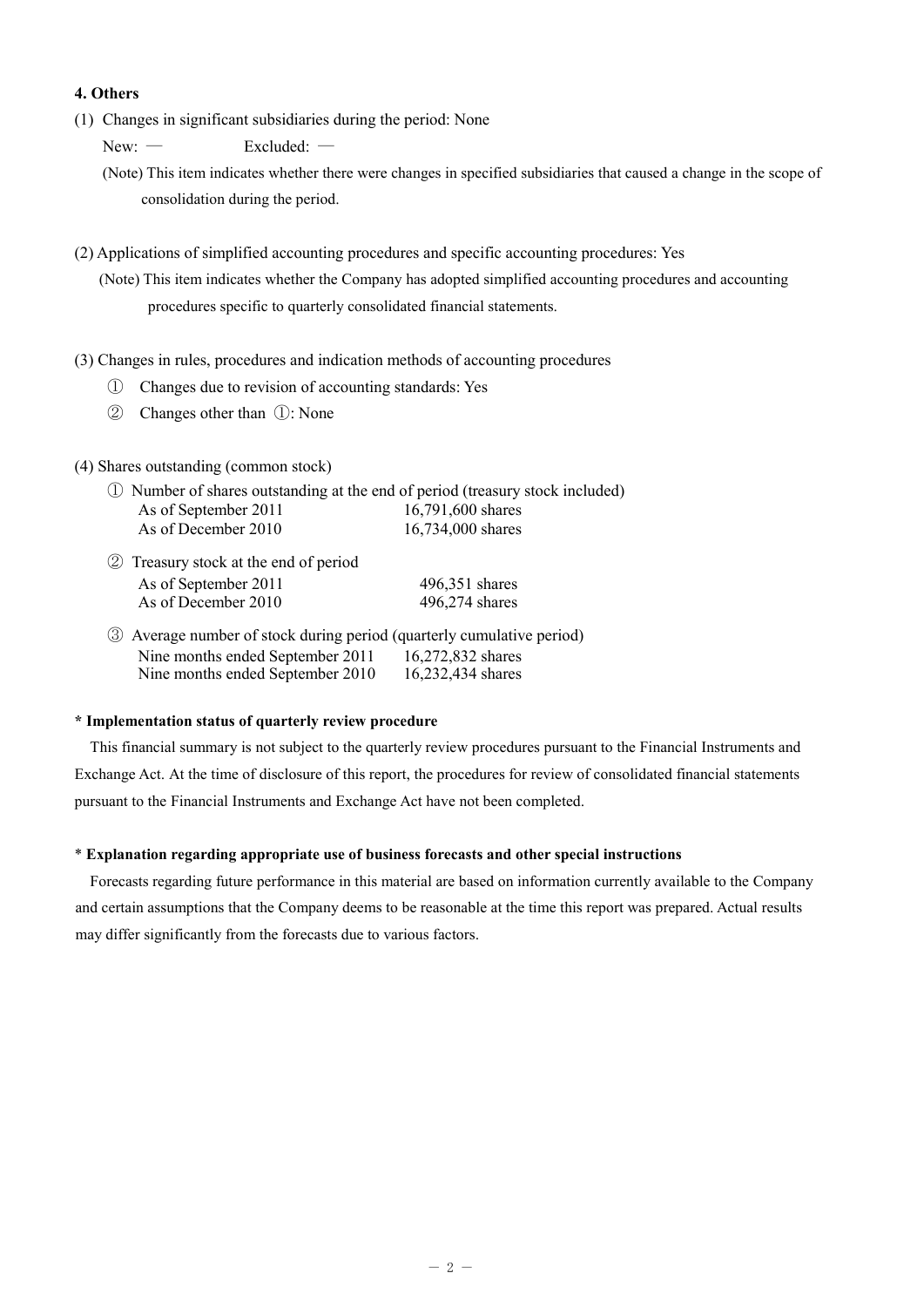**4. Others**

(1) Changes in significant subsidiaries during the period: None

New: — Excluded: —

(Note) This item indicates whether there were changes in specified subsidiaries that caused a change in the scope of consolidation during the period.

(2) Applications of simplified accounting procedures and specific accounting procedures: Yes

(Note) This item indicates whether the Company has adopted simplified accounting procedures and accounting procedures specific to quarterly consolidated financial statements.

(3) Changes in rules, procedures and indication methods of accounting procedures

① Changes due to revision of accounting standards: Yes

② Changes other than ①: None

(4) Shares outstanding (common stock)

① Number of shares outstanding at the end of period (treasury stock included)

| | |
|---|---|
| As of September 2011 | 16,791,600 shares |
| As of December 2010 | 16,734,000 shares |

② Treasury stock at the end of period

| | |
|---|---|
| As of September 2011 | 496,351 shares |
| As of December 2010 | 496,274 shares |

③ Average number of stock during period (quarterly cumulative period)

| | |
|---|---|
| Nine months ended September 2011 | 16,272,832 shares |
| Nine months ended September 2010 | 16,232,434 shares |

**\* Implementation status of quarterly review procedure**

This financial summary is not subject to the quarterly review procedures pursuant to the Financial Instruments and Exchange Act. At the time of disclosure of this report, the procedures for review of consolidated financial statements pursuant to the Financial Instruments and Exchange Act have not been completed.

\* **Explanation regarding appropriate use of business forecasts and other special instructions**

Forecasts regarding future performance in this material are based on information currently available to the Company and certain assumptions that the Company deems to be reasonable at the time this report was prepared. Actual results may differ significantly from the forecasts due to various factors.